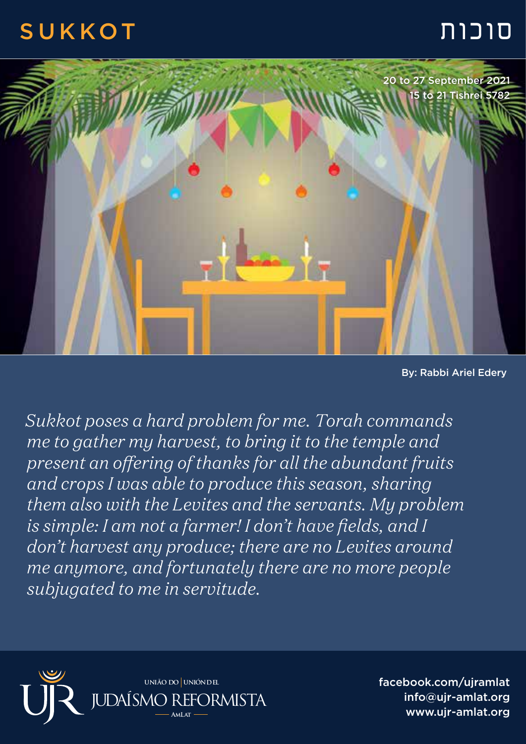# SUKKOT

# סוכות

20 to 27 September 2021
15 to 21 Tishrei 5782

By: Rabbi Ariel Edery

*Sukkot poses a hard problem for me. Torah commands me to gather my harvest, to bring it to the temple and present an offering of thanks for all the abundant fruits and crops I was able to produce this season, sharing them also with the Levites and the servants. My problem is simple: I am not a farmer! I don't have fields, and I don't harvest any produce; there are no Levites around me anymore, and fortunately there are no more people subjugated to me in servitude.*

UNIÃO DO | UNIÓN DEL
JUDAÍSMO REFORMISTA
AMLAT

facebook.com/ujramlat
info@ujr-amlat.org
www.ujr-amlat.org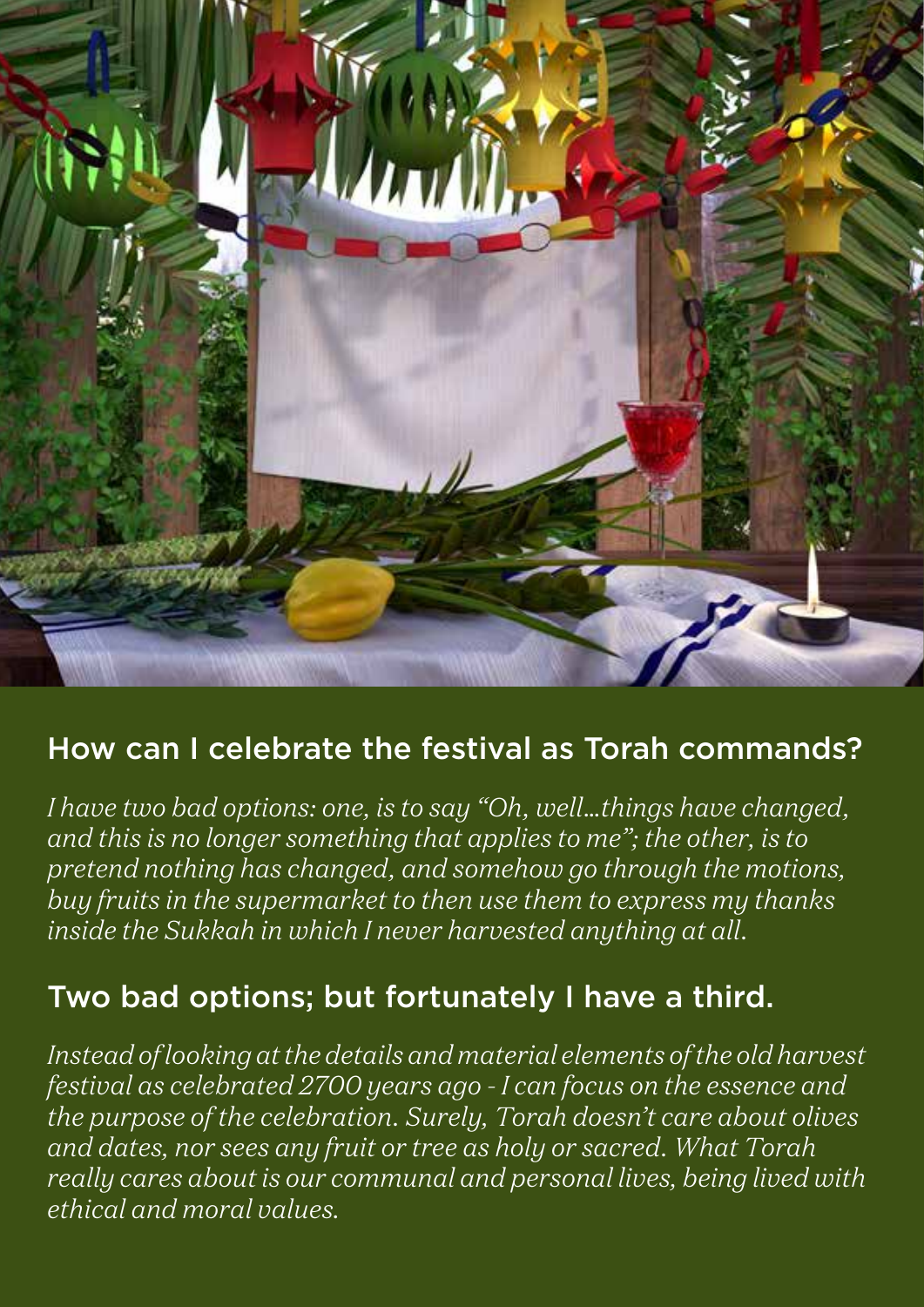## How can I celebrate the festival as Torah commands?

*I have two bad options: one, is to say "Oh, well…things have changed, and this is no longer something that applies to me"; the other, is to pretend nothing has changed, and somehow go through the motions, buy fruits in the supermarket to then use them to express my thanks inside the Sukkah in which I never harvested anything at all.*

## Two bad options; but fortunately I have a third.

*Instead of looking at the details and material elements of the old harvest festival as celebrated 2700 years ago - I can focus on the essence and the purpose of the celebration. Surely, Torah doesn't care about olives and dates, nor sees any fruit or tree as holy or sacred. What Torah really cares about is our communal and personal lives, being lived with ethical and moral values.*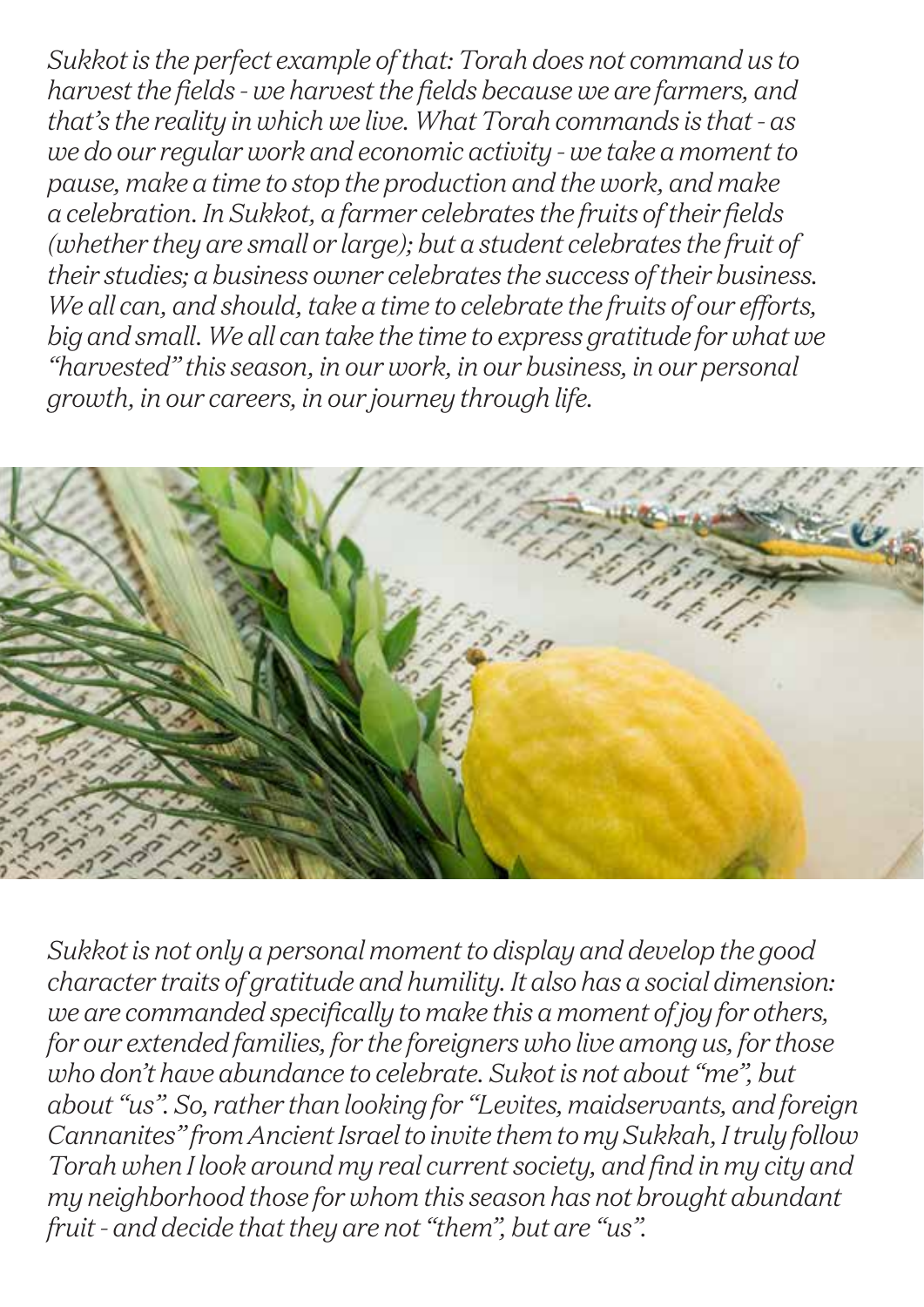*Sukkot is the perfect example of that: Torah does not command us to harvest the fields - we harvest the fields because we are farmers, and that's the reality in which we live. What Torah commands is that - as we do our regular work and economic activity - we take a moment to pause, make a time to stop the production and the work, and make a celebration. In Sukkot, a farmer celebrates the fruits of their fields (whether they are small or large); but a student celebrates the fruit of their studies; a business owner celebrates the success of their business. We all can, and should, take a time to celebrate the fruits of our efforts, big and small. We all can take the time to express gratitude for what we "harvested" this season, in our work, in our business, in our personal growth, in our careers, in our journey through life.*

*Sukkot is not only a personal moment to display and develop the good character traits of gratitude and humility. It also has a social dimension: we are commanded specifically to make this a moment of joy for others, for our extended families, for the foreigners who live among us, for those who don't have abundance to celebrate. Sukot is not about "me", but about "us". So, rather than looking for "Levites, maidservants, and foreign Cannanites" from Ancient Israel to invite them to my Sukkah, I truly follow Torah when I look around my real current society, and find in my city and my neighborhood those for whom this season has not brought abundant fruit - and decide that they are not "them", but are "us".*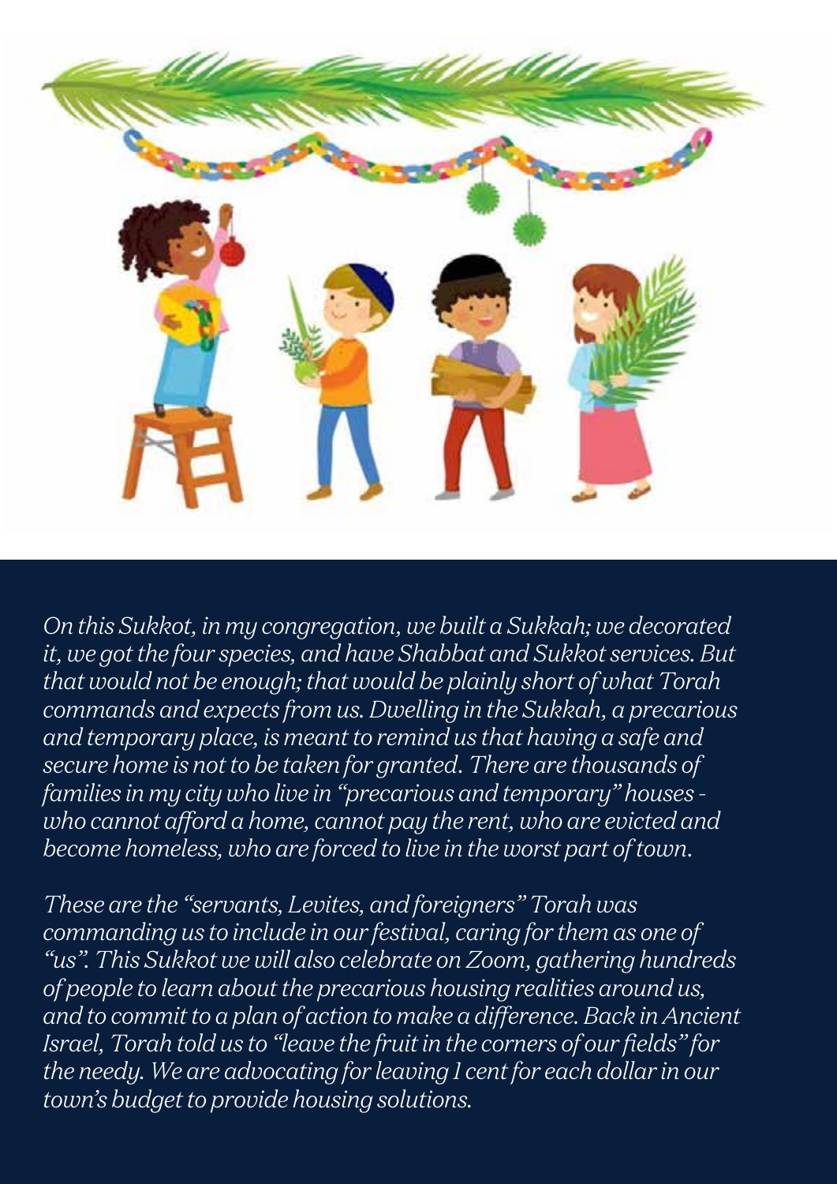*On this Sukkot, in my congregation, we built a Sukkah; we decorated it, we got the four species, and have Shabbat and Sukkot services. But that would not be enough; that would be plainly short of what Torah commands and expects from us. Dwelling in the Sukkah, a precarious and temporary place, is meant to remind us that having a safe and secure home is not to be taken for granted. There are thousands of families in my city who live in "precarious and temporary" houses - who cannot afford a home, cannot pay the rent, who are evicted and become homeless, who are forced to live in the worst part of town.*

*These are the "servants, Levites, and foreigners" Torah was commanding us to include in our festival, caring for them as one of "us". This Sukkot we will also celebrate on Zoom, gathering hundreds of people to learn about the precarious housing realities around us, and to commit to a plan of action to make a difference. Back in Ancient Israel, Torah told us to "leave the fruit in the corners of our fields" for the needy. We are advocating for leaving 1 cent for each dollar in our town's budget to provide housing solutions.*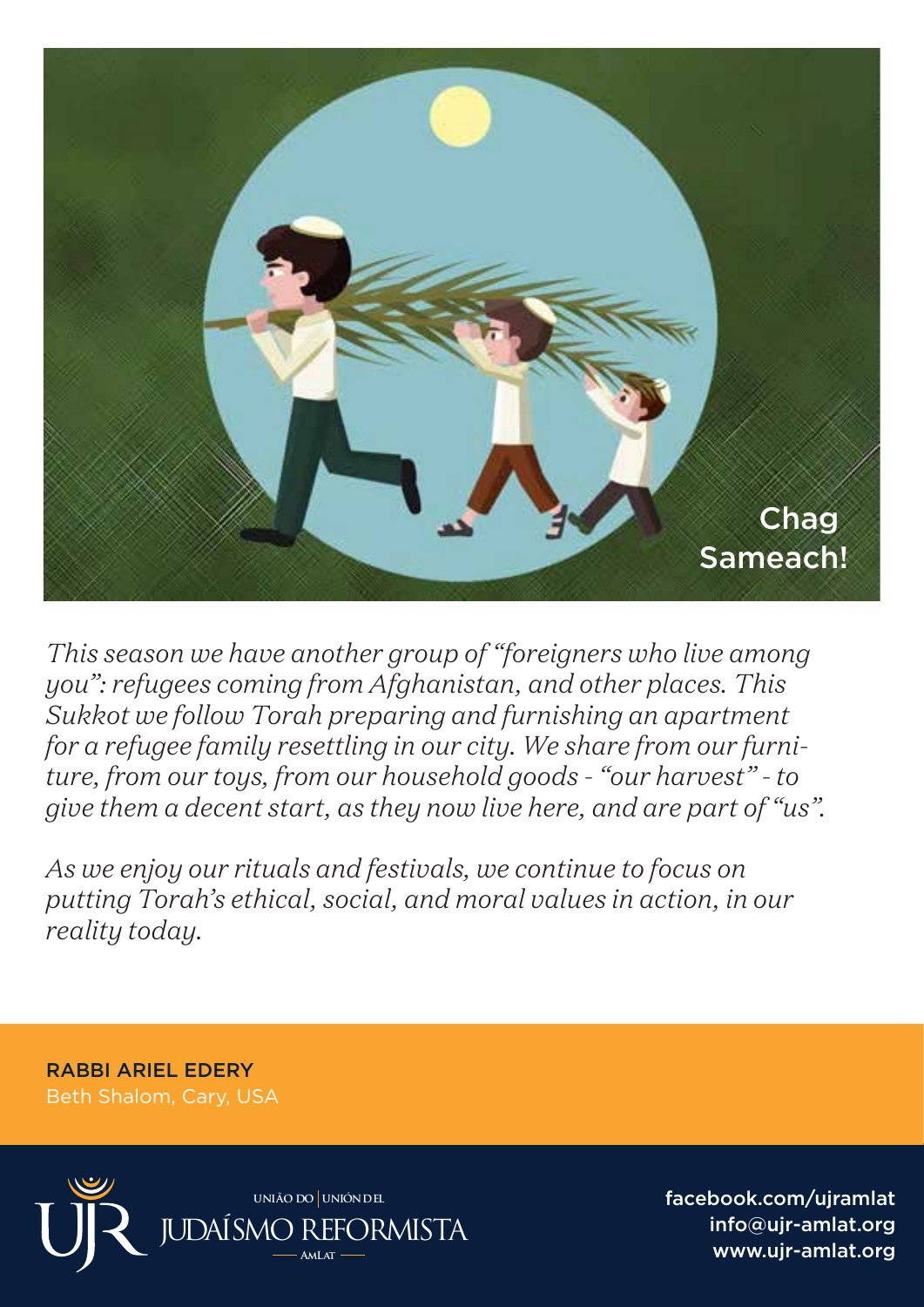Chag Sameach!

*This season we have another group of "foreigners who live among you": refugees coming from Afghanistan, and other places. This Sukkot we follow Torah preparing and furnishing an apartment for a refugee family resettling in our city. We share from our furniture, from our toys, from our household goods - "our harvest" - to give them a decent start, as they now live here, and are part of "us".*

*As we enjoy our rituals and festivals, we continue to focus on putting Torah's ethical, social, and moral values in action, in our reality today.*

**RABBI ARIEL EDERY**
Beth Shalom, Cary, USA

UNIÃO DO | UNIÓN DEL
JUDAÍSMO REFORMISTA
AMLAT

facebook.com/ujramlat
info@ujr-amlat.org
www.ujr-amlat.org